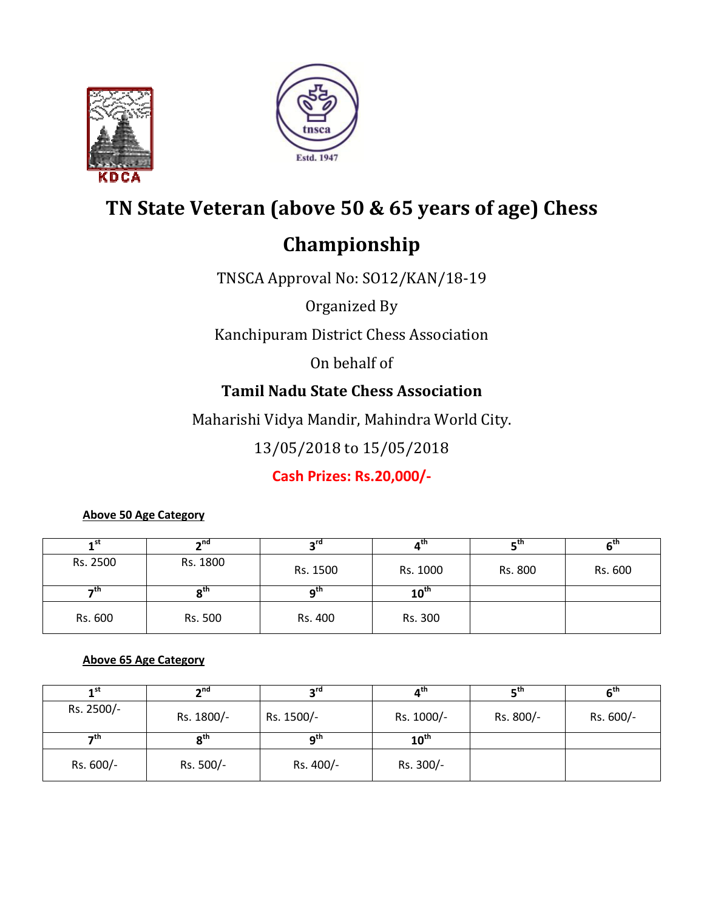# TN State Veteran (above 50 & 65 years of age) Chess Championship

TNSCA Approval No: SO12/KAN/18-19

Organized By

Kanchipuram District Chess Association

On behalf of

**Tamil Nadu State Chess Association**

Maharishi Vidya Mandir, Mahindra World City.

13/05/2018 to 15/05/2018

**Cash Prizes: Rs.20,000/-**

**Above 50 Age Category**

| 1st | 2nd | 3rd | 4th | 5th | 6th |
|---|---|---|---|---|---|
| Rs. 2500 | Rs. 1800 | Rs. 1500 | Rs. 1000 | Rs. 800 | Rs. 600 |
| 7th | 8th | 9th | 10th | | |
| Rs. 600 | Rs. 500 | Rs. 400 | Rs. 300 | | |

**Above 65 Age Category**

| 1st | 2nd | 3rd | 4th | 5th | 6th |
|---|---|---|---|---|---|
| Rs. 2500/- | Rs. 1800/- | Rs. 1500/- | Rs. 1000/- | Rs. 800/- | Rs. 600/- |
| 7th | 8th | 9th | 10th | | |
| Rs. 600/- | Rs. 500/- | Rs. 400/- | Rs. 300/- | | |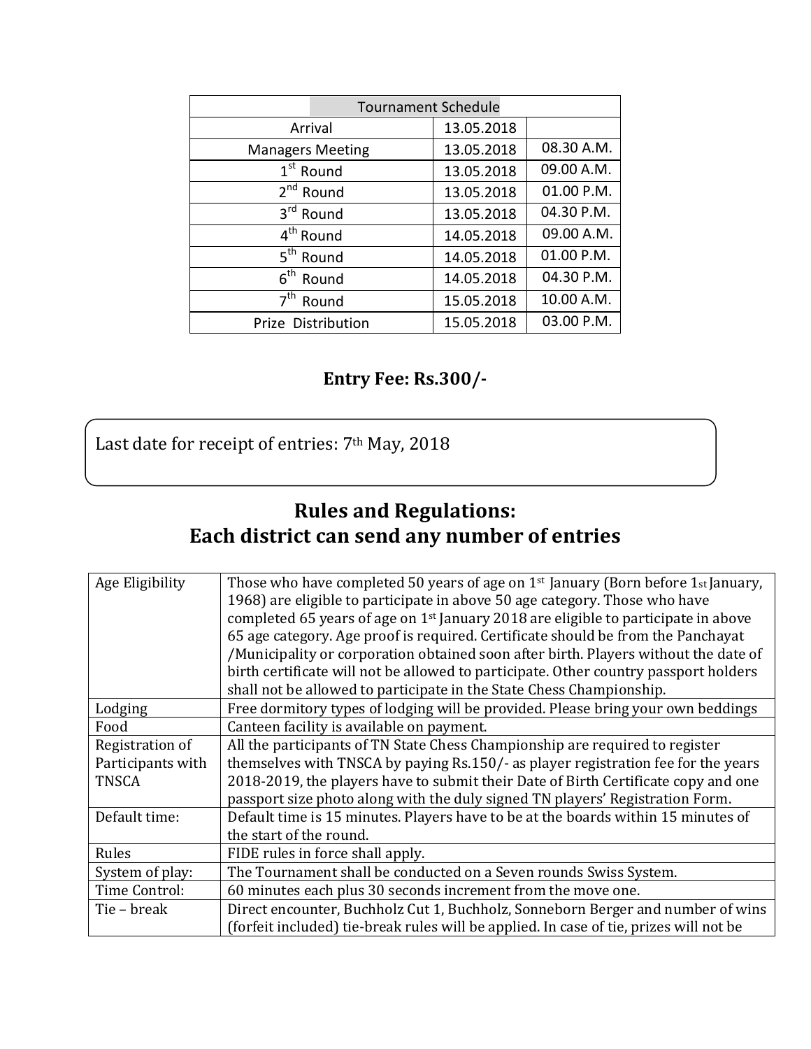| Tournament Schedule | | |
|---|---|---|
| Arrival | 13.05.2018 | |
| Managers Meeting | 13.05.2018 | 08.30 A.M. |
| 1st Round | 13.05.2018 | 09.00 A.M. |
| 2nd Round | 13.05.2018 | 01.00 P.M. |
| 3rd Round | 13.05.2018 | 04.30 P.M. |
| 4th Round | 14.05.2018 | 09.00 A.M. |
| 5th Round | 14.05.2018 | 01.00 P.M. |
| 6th Round | 14.05.2018 | 04.30 P.M. |
| 7th Round | 15.05.2018 | 10.00 A.M. |
| Prize Distribution | 15.05.2018 | 03.00 P.M. |

**Entry Fee: Rs.300/-**

Last date for receipt of entries: 7th May, 2018

## Rules and Regulations:
## Each district can send any number of entries

| | |
|---|---|
| Age Eligibility | Those who have completed 50 years of age on 1st January (Born before 1st January, 1968) are eligible to participate in above 50 age category. Those who have completed 65 years of age on 1st January 2018 are eligible to participate in above 65 age category. Age proof is required. Certificate should be from the Panchayat /Municipality or corporation obtained soon after birth. Players without the date of birth certificate will not be allowed to participate. Other country passport holders shall not be allowed to participate in the State Chess Championship. |
| Lodging | Free dormitory types of lodging will be provided. Please bring your own beddings |
| Food | Canteen facility is available on payment. |
| Registration of Participants with TNSCA | All the participants of TN State Chess Championship are required to register themselves with TNSCA by paying Rs.150/- as player registration fee for the years 2018-2019, the players have to submit their Date of Birth Certificate copy and one passport size photo along with the duly signed TN players' Registration Form. |
| Default time: | Default time is 15 minutes. Players have to be at the boards within 15 minutes of the start of the round. |
| Rules | FIDE rules in force shall apply. |
| System of play: | The Tournament shall be conducted on a Seven rounds Swiss System. |
| Time Control: | 60 minutes each plus 30 seconds increment from the move one. |
| Tie – break | Direct encounter, Buchholz Cut 1, Buchholz, Sonneborn Berger and number of wins (forfeit included) tie-break rules will be applied. In case of tie, prizes will not be |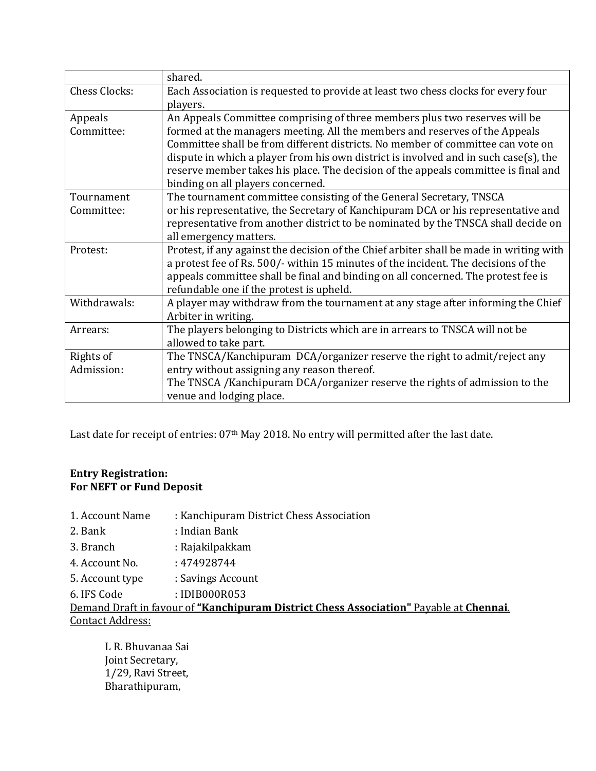| | |
|---|---|
| | shared. |
| Chess Clocks: | Each Association is requested to provide at least two chess clocks for every four players. |
| Appeals Committee: | An Appeals Committee comprising of three members plus two reserves will be formed at the managers meeting. All the members and reserves of the Appeals Committee shall be from different districts. No member of committee can vote on dispute in which a player from his own district is involved and in such case(s), the reserve member takes his place. The decision of the appeals committee is final and binding on all players concerned. |
| Tournament Committee: | The tournament committee consisting of the General Secretary, TNSCA or his representative, the Secretary of Kanchipuram DCA or his representative and representative from another district to be nominated by the TNSCA shall decide on all emergency matters. |
| Protest: | Protest, if any against the decision of the Chief arbiter shall be made in writing with a protest fee of Rs. 500/- within 15 minutes of the incident. The decisions of the appeals committee shall be final and binding on all concerned. The protest fee is refundable one if the protest is upheld. |
| Withdrawals: | A player may withdraw from the tournament at any stage after informing the Chief Arbiter in writing. |
| Arrears: | The players belonging to Districts which are in arrears to TNSCA will not be allowed to take part. |
| Rights of Admission: | The TNSCA/Kanchipuram DCA/organizer reserve the right to admit/reject any entry without assigning any reason thereof.<br>The TNSCA /Kanchipuram DCA/organizer reserve the rights of admission to the venue and lodging place. |

Last date for receipt of entries: 07th May 2018. No entry will permitted after the last date.

**Entry Registration:**
**For NEFT or Fund Deposit**

1. Account Name : Kanchipuram District Chess Association
2. Bank : Indian Bank
3. Branch : Rajakilpakkam
4. Account No. : 474928744
5. Account type : Savings Account
6. IFS Code : IDIB000R053

Demand Draft in favour of **"Kanchipuram District Chess Association"** Payable at **Chennai**.

Contact Address:

L R. Bhuvanaa Sai
Joint Secretary,
1/29, Ravi Street,
Bharathipuram,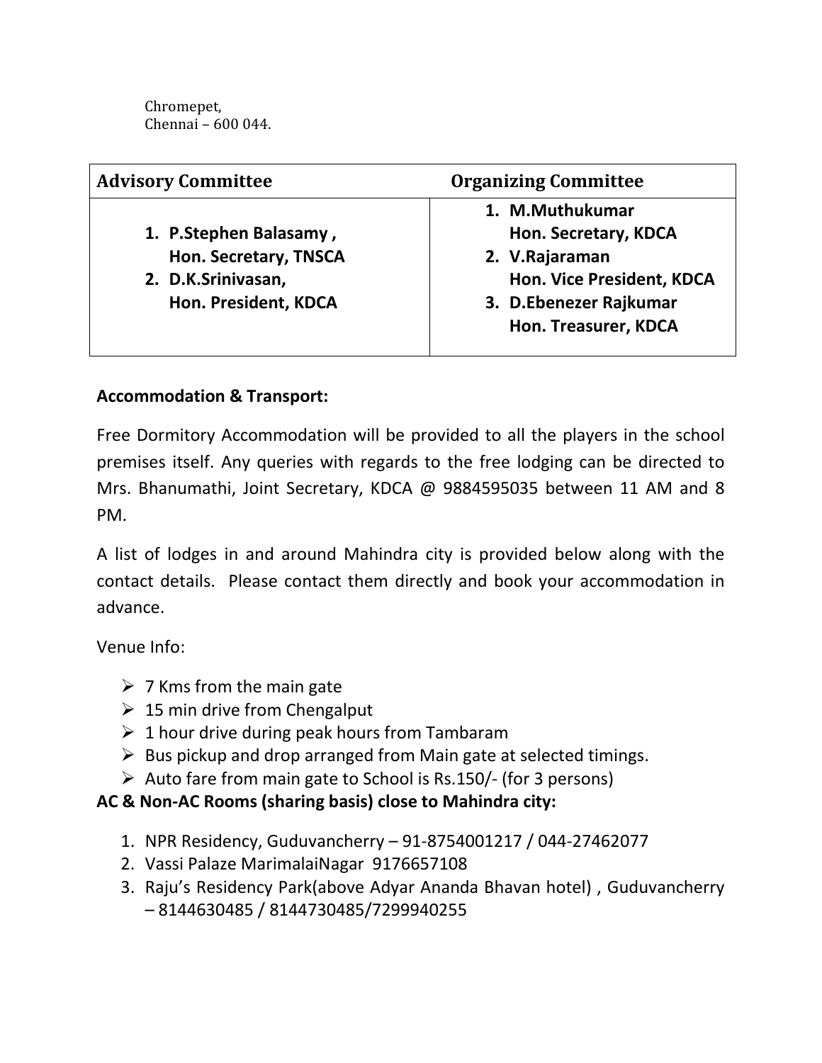Chromepet,
Chennai – 600 044.

| Advisory Committee | Organizing Committee |
| --- | --- |
| 1. **P.Stephen Balasamy ,** **Hon. Secretary, TNSCA** 2. **D.K.Srinivasan,** **Hon. President, KDCA** | 1. **M.Muthukumar** **Hon. Secretary, KDCA** 2. **V.Rajaraman** **Hon. Vice President, KDCA** 3. **D.Ebenezer Rajkumar** **Hon. Treasurer, KDCA** |

**Accommodation & Transport:**

Free Dormitory Accommodation will be provided to all the players in the school premises itself. Any queries with regards to the free lodging can be directed to Mrs. Bhanumathi, Joint Secretary, KDCA @ 9884595035 between 11 AM and 8 PM.

A list of lodges in and around Mahindra city is provided below along with the contact details. Please contact them directly and book your accommodation in advance.

Venue Info:

- 7 Kms from the main gate
- 15 min drive from Chengalput
- 1 hour drive during peak hours from Tambaram
- Bus pickup and drop arranged from Main gate at selected timings.
- Auto fare from main gate to School is Rs.150/- (for 3 persons)

**AC & Non-AC Rooms (sharing basis) close to Mahindra city:**

1. NPR Residency, Guduvancherry – 91-8754001217 / 044-27462077
2. Vassi Palaze MarimalaiNagar 9176657108
3. Raju's Residency Park(above Adyar Ananda Bhavan hotel) , Guduvancherry – 8144630485 / 8144730485/7299940255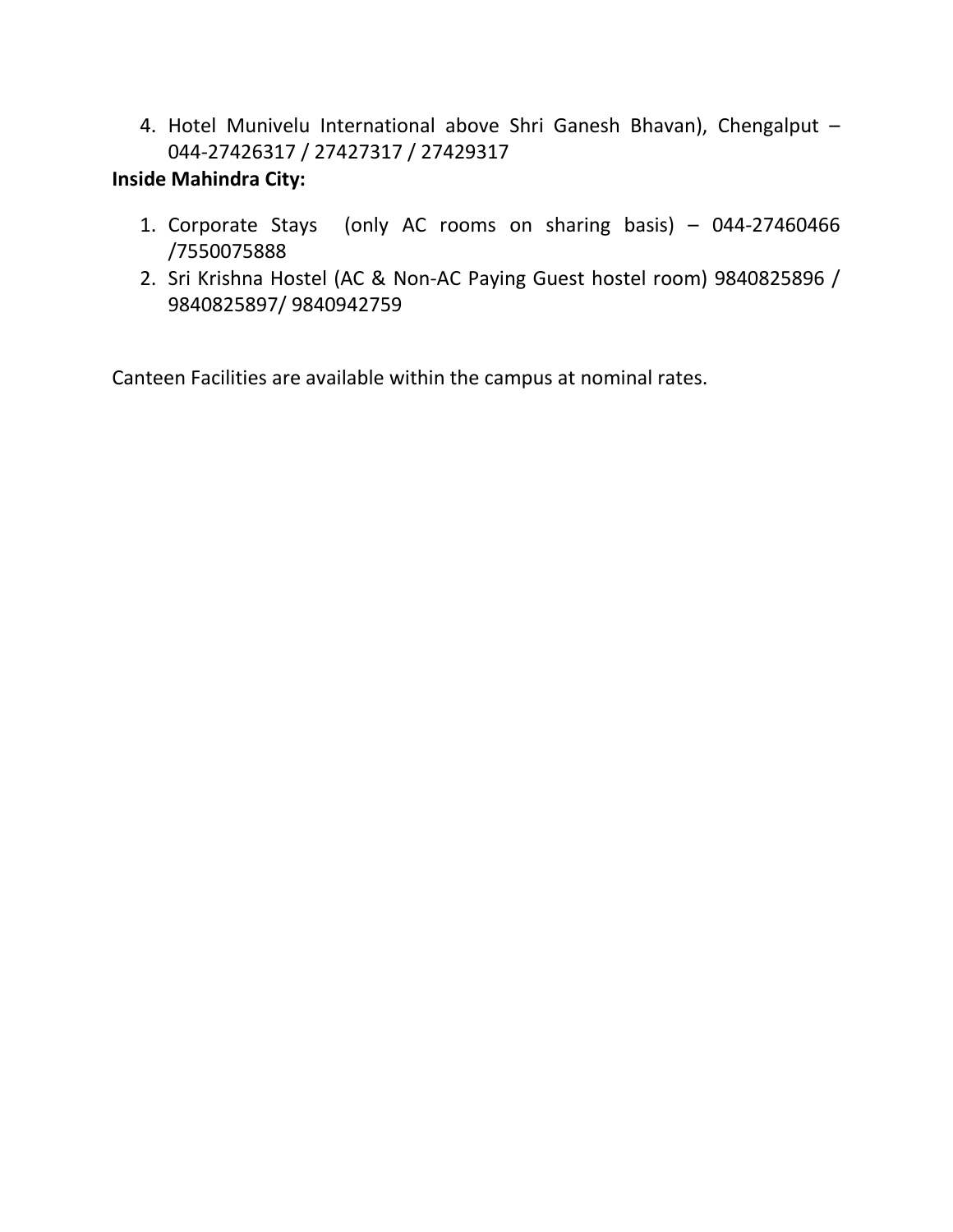4. Hotel Munivelu International above Shri Ganesh Bhavan), Chengalput – 044-27426317 / 27427317 / 27429317

**Inside Mahindra City:**

1. Corporate Stays (only AC rooms on sharing basis) – 044-27460466 /7550075888
2. Sri Krishna Hostel (AC & Non-AC Paying Guest hostel room) 9840825896 / 9840825897/ 9840942759

Canteen Facilities are available within the campus at nominal rates.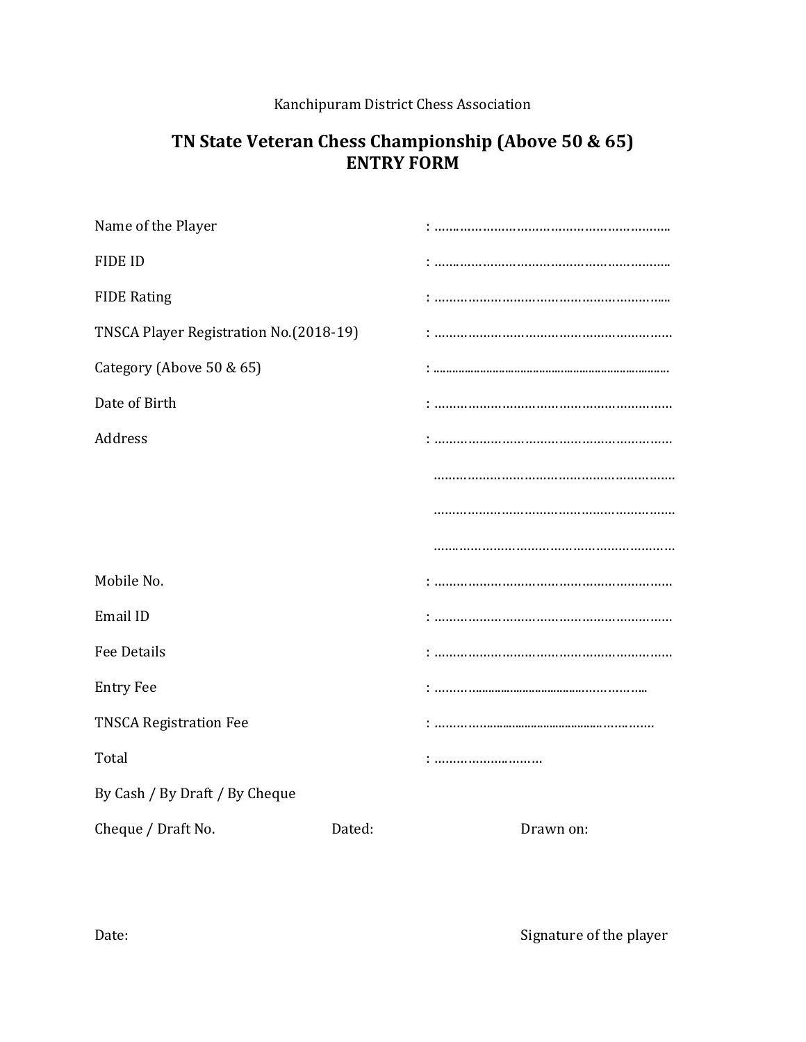Kanchipuram District Chess Association

# TN State Veteran Chess Championship (Above 50 & 65)
# ENTRY FORM

Name of the Player : ……………………………………………………..

FIDE ID : ……………………………………………………..

FIDE Rating : ……………………………………………………..

TNSCA Player Registration No.(2018-19) : ……………………………………………………..

Category (Above 50 & 65) : ……………………………………………………..

Date of Birth : ……………………………………………………..

Address : ……………………………………………………..

……………………………………………………..

……………………………………………………..

……………………………………………………..

Mobile No. : ……………………………………………………..

Email ID : ……………………………………………………..

Fee Details : ……………………………………………………..

Entry Fee : ……………………………………………………..

TNSCA Registration Fee : ……………………………………………………..

Total : ………………………

By Cash / By Draft / By Cheque

Cheque / Draft No. Dated: Drawn on:

Date: Signature of the player